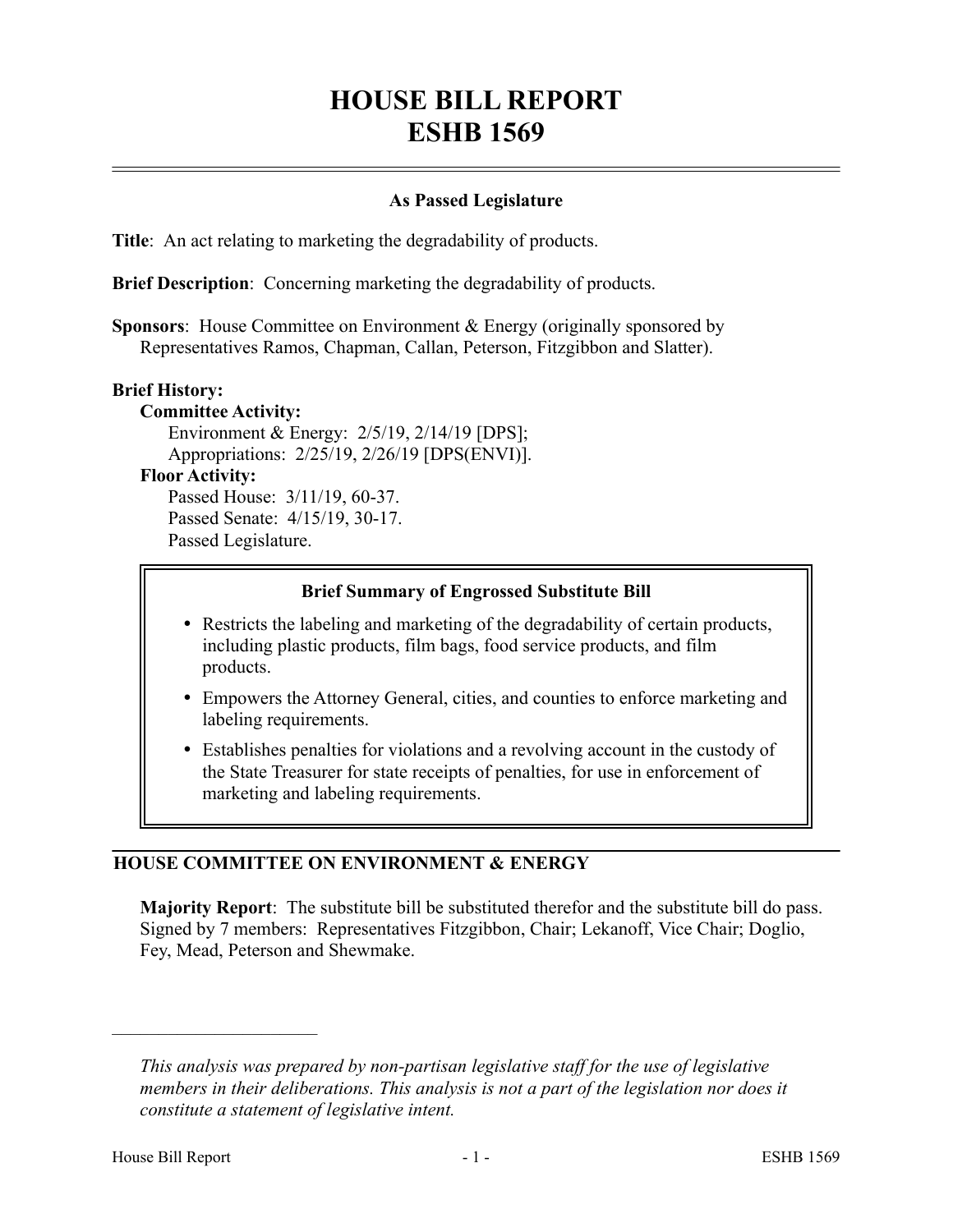# HOUSE BILL REPORT
# ESHB 1569

**As Passed Legislature**

**Title**: An act relating to marketing the degradability of products.

**Brief Description**: Concerning marketing the degradability of products.

**Sponsors**: House Committee on Environment & Energy (originally sponsored by Representatives Ramos, Chapman, Callan, Peterson, Fitzgibbon and Slatter).

**Brief History:**

**Committee Activity:**

Environment & Energy: 2/5/19, 2/14/19 [DPS];

Appropriations: 2/25/19, 2/26/19 [DPS(ENVI)].

**Floor Activity:**

Passed House: 3/11/19, 60-37.

Passed Senate: 4/15/19, 30-17.

Passed Legislature.

**Brief Summary of Engrossed Substitute Bill**

- Restricts the labeling and marketing of the degradability of certain products, including plastic products, film bags, food service products, and film products.
- Empowers the Attorney General, cities, and counties to enforce marketing and labeling requirements.
- Establishes penalties for violations and a revolving account in the custody of the State Treasurer for state receipts of penalties, for use in enforcement of marketing and labeling requirements.

## HOUSE COMMITTEE ON ENVIRONMENT & ENERGY

**Majority Report**: The substitute bill be substituted therefor and the substitute bill do pass. Signed by 7 members: Representatives Fitzgibbon, Chair; Lekanoff, Vice Chair; Doglio, Fey, Mead, Peterson and Shewmake.

---

*This analysis was prepared by non-partisan legislative staff for the use of legislative members in their deliberations. This analysis is not a part of the legislation nor does it constitute a statement of legislative intent.*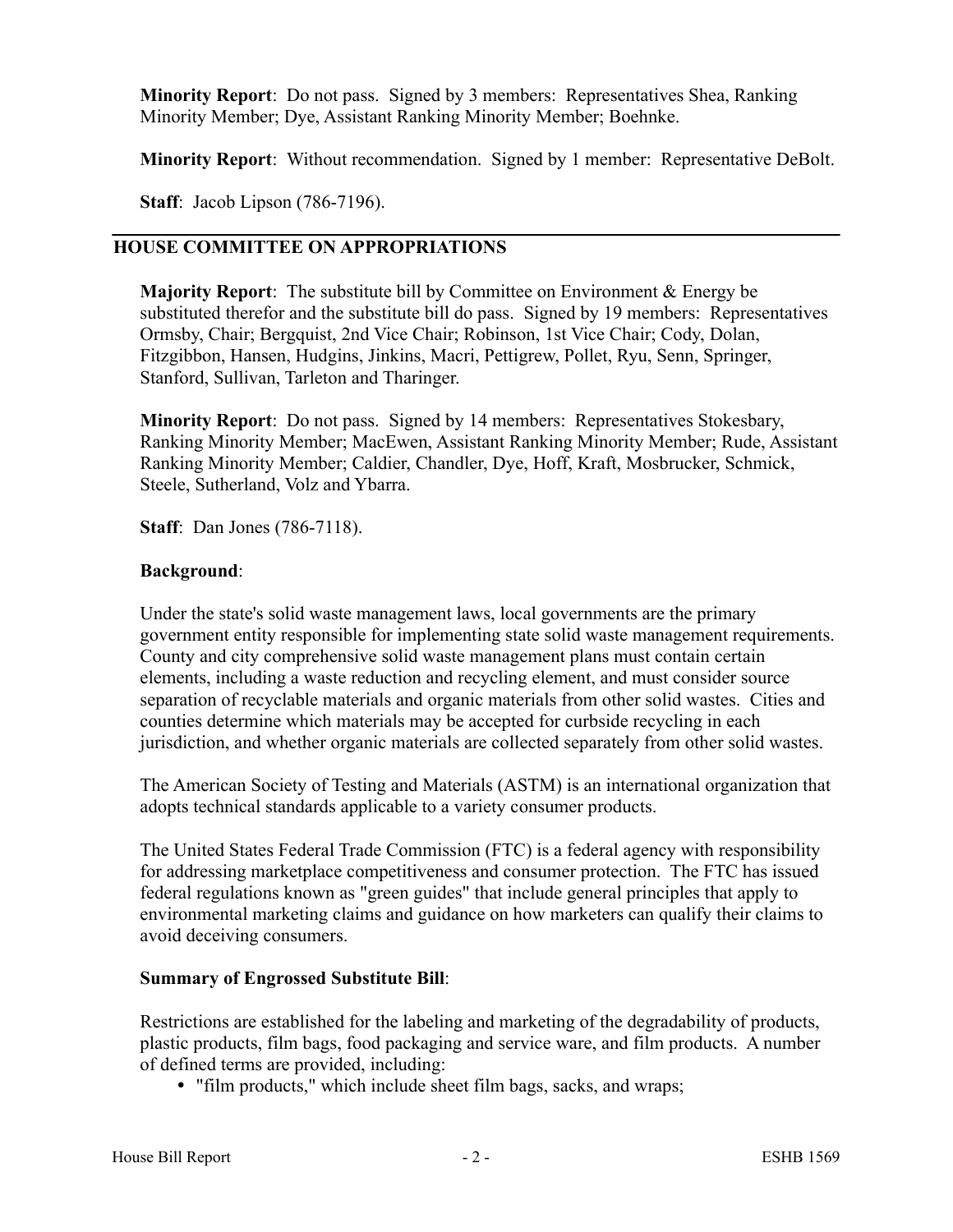**Minority Report**: Do not pass. Signed by 3 members: Representatives Shea, Ranking Minority Member; Dye, Assistant Ranking Minority Member; Boehnke.

**Minority Report**: Without recommendation. Signed by 1 member: Representative DeBolt.

**Staff**: Jacob Lipson (786-7196).

## HOUSE COMMITTEE ON APPROPRIATIONS

**Majority Report**: The substitute bill by Committee on Environment & Energy be substituted therefor and the substitute bill do pass. Signed by 19 members: Representatives Ormsby, Chair; Bergquist, 2nd Vice Chair; Robinson, 1st Vice Chair; Cody, Dolan, Fitzgibbon, Hansen, Hudgins, Jinkins, Macri, Pettigrew, Pollet, Ryu, Senn, Springer, Stanford, Sullivan, Tarleton and Tharinger.

**Minority Report**: Do not pass. Signed by 14 members: Representatives Stokesbary, Ranking Minority Member; MacEwen, Assistant Ranking Minority Member; Rude, Assistant Ranking Minority Member; Caldier, Chandler, Dye, Hoff, Kraft, Mosbrucker, Schmick, Steele, Sutherland, Volz and Ybarra.

**Staff**: Dan Jones (786-7118).

**Background**:

Under the state's solid waste management laws, local governments are the primary government entity responsible for implementing state solid waste management requirements. County and city comprehensive solid waste management plans must contain certain elements, including a waste reduction and recycling element, and must consider source separation of recyclable materials and organic materials from other solid wastes. Cities and counties determine which materials may be accepted for curbside recycling in each jurisdiction, and whether organic materials are collected separately from other solid wastes.

The American Society of Testing and Materials (ASTM) is an international organization that adopts technical standards applicable to a variety consumer products.

The United States Federal Trade Commission (FTC) is a federal agency with responsibility for addressing marketplace competitiveness and consumer protection. The FTC has issued federal regulations known as "green guides" that include general principles that apply to environmental marketing claims and guidance on how marketers can qualify their claims to avoid deceiving consumers.

**Summary of Engrossed Substitute Bill**:

Restrictions are established for the labeling and marketing of the degradability of products, plastic products, film bags, food packaging and service ware, and film products. A number of defined terms are provided, including:

- "film products," which include sheet film bags, sacks, and wraps;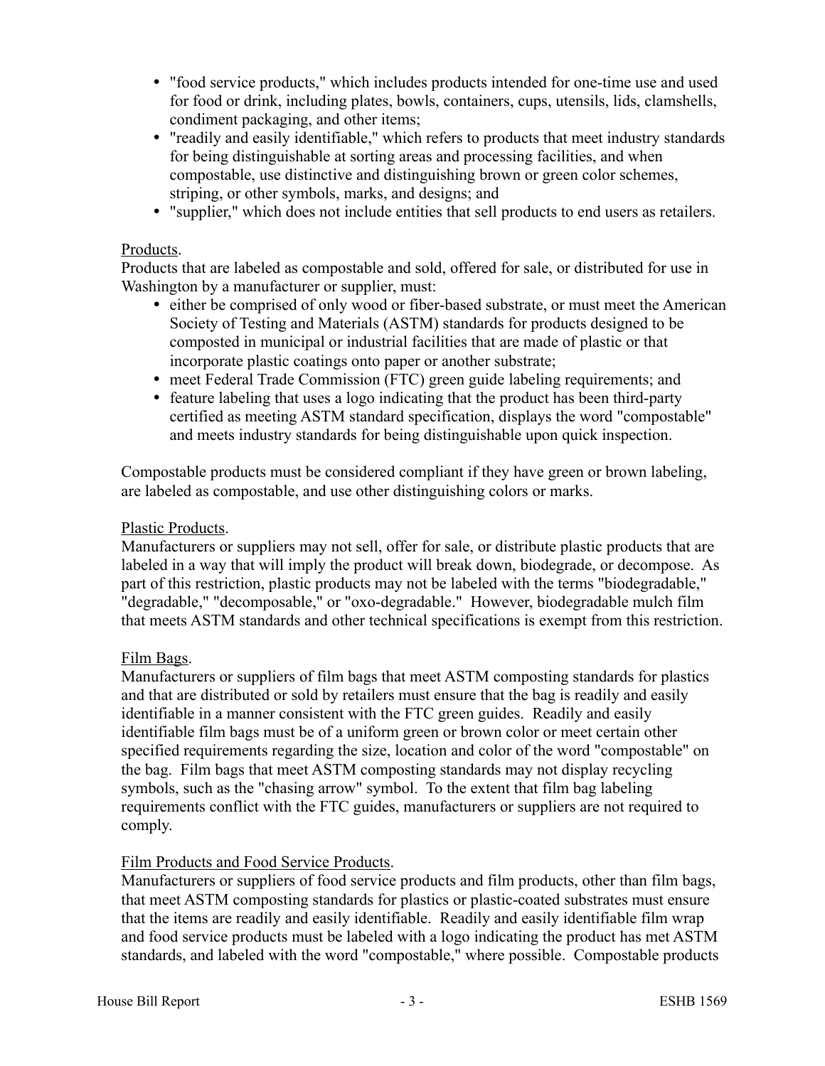- "food service products," which includes products intended for one-time use and used for food or drink, including plates, bowls, containers, cups, utensils, lids, clamshells, condiment packaging, and other items;
- "readily and easily identifiable," which refers to products that meet industry standards for being distinguishable at sorting areas and processing facilities, and when compostable, use distinctive and distinguishing brown or green color schemes, striping, or other symbols, marks, and designs; and
- "supplier," which does not include entities that sell products to end users as retailers.

Products.

Products that are labeled as compostable and sold, offered for sale, or distributed for use in Washington by a manufacturer or supplier, must:

- either be comprised of only wood or fiber-based substrate, or must meet the American Society of Testing and Materials (ASTM) standards for products designed to be composted in municipal or industrial facilities that are made of plastic or that incorporate plastic coatings onto paper or another substrate;
- meet Federal Trade Commission (FTC) green guide labeling requirements; and
- feature labeling that uses a logo indicating that the product has been third-party certified as meeting ASTM standard specification, displays the word "compostable" and meets industry standards for being distinguishable upon quick inspection.

Compostable products must be considered compliant if they have green or brown labeling, are labeled as compostable, and use other distinguishing colors or marks.

Plastic Products.

Manufacturers or suppliers may not sell, offer for sale, or distribute plastic products that are labeled in a way that will imply the product will break down, biodegrade, or decompose. As part of this restriction, plastic products may not be labeled with the terms "biodegradable," "degradable," "decomposable," or "oxo-degradable." However, biodegradable mulch film that meets ASTM standards and other technical specifications is exempt from this restriction.

Film Bags.

Manufacturers or suppliers of film bags that meet ASTM composting standards for plastics and that are distributed or sold by retailers must ensure that the bag is readily and easily identifiable in a manner consistent with the FTC green guides. Readily and easily identifiable film bags must be of a uniform green or brown color or meet certain other specified requirements regarding the size, location and color of the word "compostable" on the bag. Film bags that meet ASTM composting standards may not display recycling symbols, such as the "chasing arrow" symbol. To the extent that film bag labeling requirements conflict with the FTC guides, manufacturers or suppliers are not required to comply.

Film Products and Food Service Products.

Manufacturers or suppliers of food service products and film products, other than film bags, that meet ASTM composting standards for plastics or plastic-coated substrates must ensure that the items are readily and easily identifiable. Readily and easily identifiable film wrap and food service products must be labeled with a logo indicating the product has met ASTM standards, and labeled with the word "compostable," where possible. Compostable products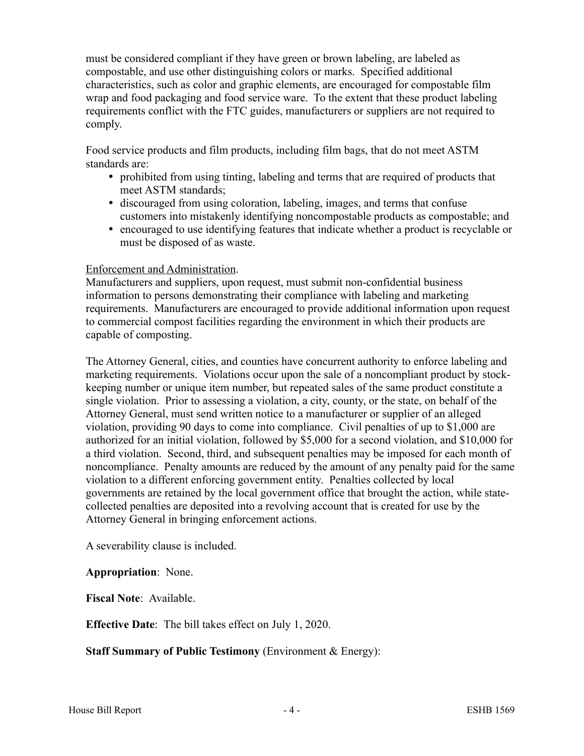must be considered compliant if they have green or brown labeling, are labeled as compostable, and use other distinguishing colors or marks. Specified additional characteristics, such as color and graphic elements, are encouraged for compostable film wrap and food packaging and food service ware. To the extent that these product labeling requirements conflict with the FTC guides, manufacturers or suppliers are not required to comply.

Food service products and film products, including film bags, that do not meet ASTM standards are:

- prohibited from using tinting, labeling and terms that are required of products that meet ASTM standards;
- discouraged from using coloration, labeling, images, and terms that confuse customers into mistakenly identifying noncompostable products as compostable; and
- encouraged to use identifying features that indicate whether a product is recyclable or must be disposed of as waste.

Enforcement and Administration.

Manufacturers and suppliers, upon request, must submit non-confidential business information to persons demonstrating their compliance with labeling and marketing requirements. Manufacturers are encouraged to provide additional information upon request to commercial compost facilities regarding the environment in which their products are capable of composting.

The Attorney General, cities, and counties have concurrent authority to enforce labeling and marketing requirements. Violations occur upon the sale of a noncompliant product by stock-keeping number or unique item number, but repeated sales of the same product constitute a single violation. Prior to assessing a violation, a city, county, or the state, on behalf of the Attorney General, must send written notice to a manufacturer or supplier of an alleged violation, providing 90 days to come into compliance. Civil penalties of up to $1,000 are authorized for an initial violation, followed by $5,000 for a second violation, and $10,000 for a third violation. Second, third, and subsequent penalties may be imposed for each month of noncompliance. Penalty amounts are reduced by the amount of any penalty paid for the same violation to a different enforcing government entity. Penalties collected by local governments are retained by the local government office that brought the action, while state-collected penalties are deposited into a revolving account that is created for use by the Attorney General in bringing enforcement actions.

A severability clause is included.

**Appropriation**: None.

**Fiscal Note**: Available.

**Effective Date**: The bill takes effect on July 1, 2020.

**Staff Summary of Public Testimony** (Environment & Energy):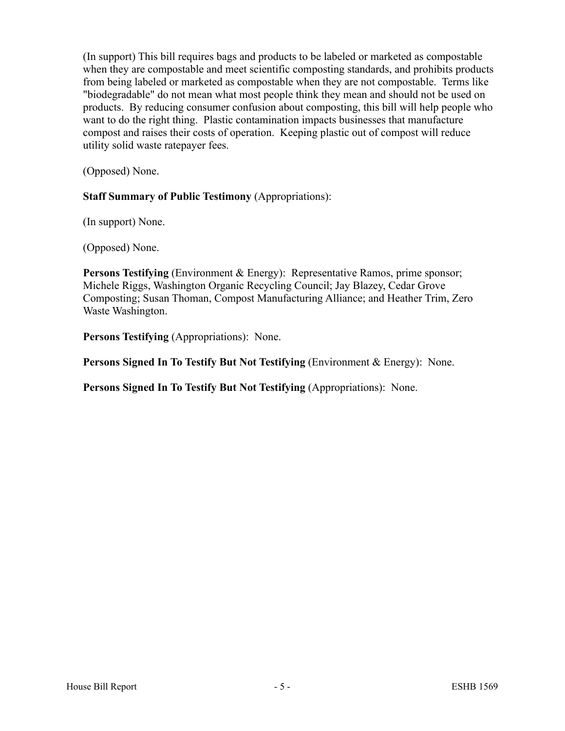(In support) This bill requires bags and products to be labeled or marketed as compostable when they are compostable and meet scientific composting standards, and prohibits products from being labeled or marketed as compostable when they are not compostable. Terms like "biodegradable" do not mean what most people think they mean and should not be used on products. By reducing consumer confusion about composting, this bill will help people who want to do the right thing. Plastic contamination impacts businesses that manufacture compost and raises their costs of operation. Keeping plastic out of compost will reduce utility solid waste ratepayer fees.

(Opposed) None.

**Staff Summary of Public Testimony** (Appropriations):

(In support) None.

(Opposed) None.

**Persons Testifying** (Environment & Energy): Representative Ramos, prime sponsor; Michele Riggs, Washington Organic Recycling Council; Jay Blazey, Cedar Grove Composting; Susan Thoman, Compost Manufacturing Alliance; and Heather Trim, Zero Waste Washington.

**Persons Testifying** (Appropriations): None.

**Persons Signed In To Testify But Not Testifying** (Environment & Energy): None.

**Persons Signed In To Testify But Not Testifying** (Appropriations): None.